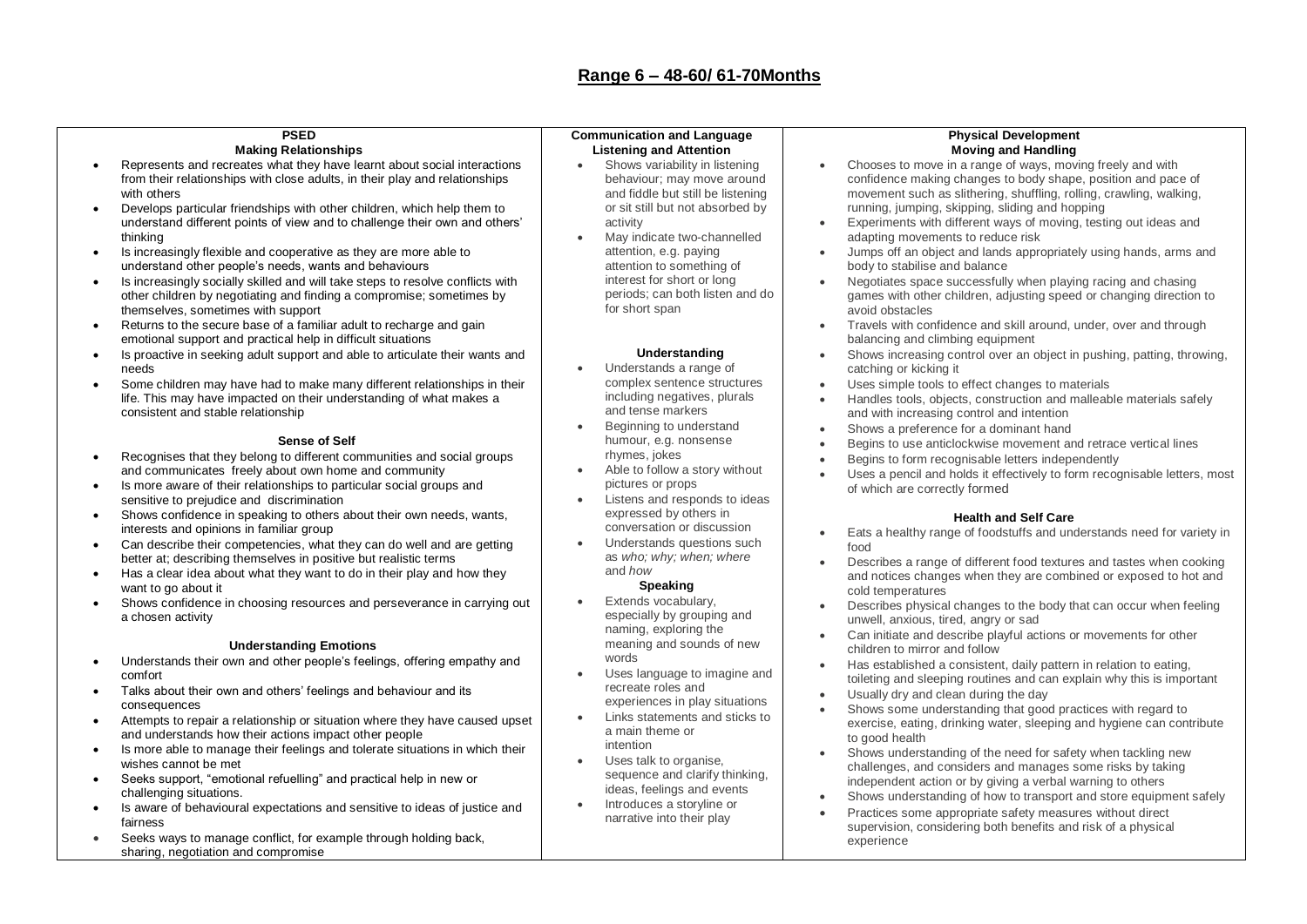## Range 6 – 48-60/ 61-70Months

### PSED

#### Making Relationships

- Represents and recreates what they have learnt about social interactions from their relationships with close adults, in their play and relationships with others
- Develops particular friendships with other children, which help them to understand different points of view and to challenge their own and others' thinking
- Is increasingly flexible and cooperative as they are more able to understand other people's needs, wants and behaviours
- Is increasingly socially skilled and will take steps to resolve conflicts with other children by negotiating and finding a compromise; sometimes by themselves, sometimes with support
- Returns to the secure base of a familiar adult to recharge and gain emotional support and practical help in difficult situations
- Is proactive in seeking adult support and able to articulate their wants and needs
- Some children may have had to make many different relationships in their life. This may have impacted on their understanding of what makes a consistent and stable relationship

#### Sense of Self

- Recognises that they belong to different communities and social groups and communicates freely about own home and community
- Is more aware of their relationships to particular social groups and sensitive to prejudice and discrimination
- Shows confidence in speaking to others about their own needs, wants, interests and opinions in familiar group
- Can describe their competencies, what they can do well and are getting better at; describing themselves in positive but realistic terms
- Has a clear idea about what they want to do in their play and how they want to go about it
- Shows confidence in choosing resources and perseverance in carrying out a chosen activity

#### Understanding Emotions

- Understands their own and other people's feelings, offering empathy and comfort
- Talks about their own and others' feelings and behaviour and its consequences
- Attempts to repair a relationship or situation where they have caused upset and understands how their actions impact other people
- Is more able to manage their feelings and tolerate situations in which their wishes cannot be met
- Seeks support, "emotional refuelling" and practical help in new or challenging situations.
- Is aware of behavioural expectations and sensitive to ideas of justice and fairness
- Seeks ways to manage conflict, for example through holding back, sharing, negotiation and compromise

### Communication and Language

#### Listening and Attention

- Shows variability in listening behaviour; may move around and fiddle but still be listening or sit still but not absorbed by activity
- May indicate two-channelled attention, e.g. paying attention to something of interest for short or long periods; can both listen and do for short span

#### Understanding

- Understands a range of complex sentence structures including negatives, plurals and tense markers
- Beginning to understand humour, e.g. nonsense rhymes, jokes
- Able to follow a story without pictures or props
- Listens and responds to ideas expressed by others in conversation or discussion
- Understands questions such as *who; why; when; where* and *how*

#### Speaking

- Extends vocabulary, especially by grouping and naming, exploring the meaning and sounds of new words
- Uses language to imagine and recreate roles and experiences in play situations
- Links statements and sticks to a main theme or intention
- Uses talk to organise, sequence and clarify thinking, ideas, feelings and events
- Introduces a storyline or narrative into their play

### Physical Development

#### Moving and Handling

- Chooses to move in a range of ways, moving freely and with confidence making changes to body shape, position and pace of movement such as slithering, shuffling, rolling, crawling, walking, running, jumping, skipping, sliding and hopping
- Experiments with different ways of moving, testing out ideas and adapting movements to reduce risk
- Jumps off an object and lands appropriately using hands, arms and body to stabilise and balance
- Negotiates space successfully when playing racing and chasing games with other children, adjusting speed or changing direction to avoid obstacles
- Travels with confidence and skill around, under, over and through balancing and climbing equipment
- Shows increasing control over an object in pushing, patting, throwing, catching or kicking it
- Uses simple tools to effect changes to materials
- Handles tools, objects, construction and malleable materials safely and with increasing control and intention
- Shows a preference for a dominant hand
- Begins to use anticlockwise movement and retrace vertical lines
- Begins to form recognisable letters independently
- Uses a pencil and holds it effectively to form recognisable letters, most of which are correctly formed

#### Health and Self Care

- Eats a healthy range of foodstuffs and understands need for variety in food
- Describes a range of different food textures and tastes when cooking and notices changes when they are combined or exposed to hot and cold temperatures
- Describes physical changes to the body that can occur when feeling unwell, anxious, tired, angry or sad
- Can initiate and describe playful actions or movements for other children to mirror and follow
- Has established a consistent, daily pattern in relation to eating, toileting and sleeping routines and can explain why this is important
- Usually dry and clean during the day
- Shows some understanding that good practices with regard to exercise, eating, drinking water, sleeping and hygiene can contribute to good health
- Shows understanding of the need for safety when tackling new challenges, and considers and manages some risks by taking independent action or by giving a verbal warning to others
- Shows understanding of how to transport and store equipment safely
- Practices some appropriate safety measures without direct supervision, considering both benefits and risk of a physical experience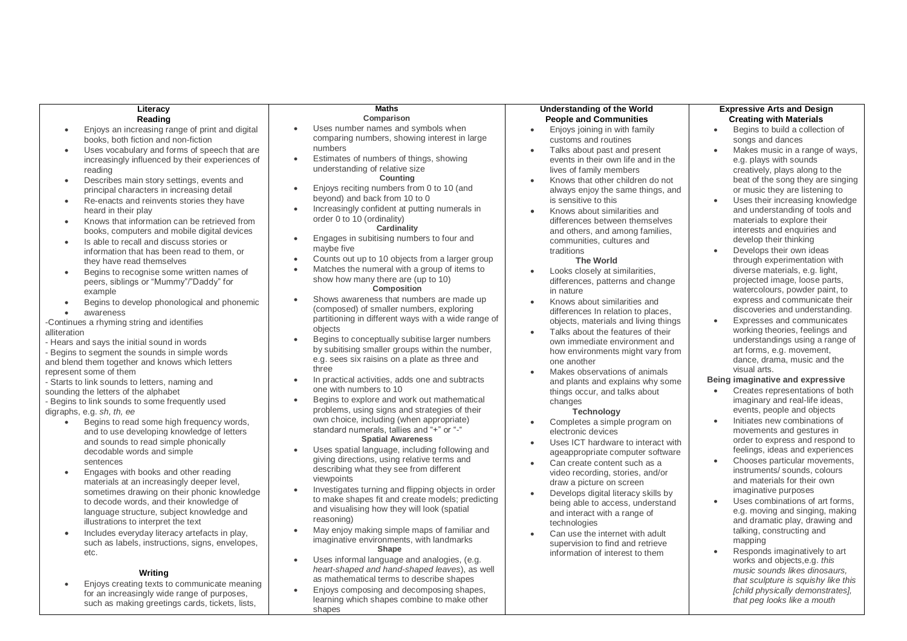## Literacy

### Reading

- Enjoys an increasing range of print and digital books, both fiction and non-fiction
- Uses vocabulary and forms of speech that are increasingly influenced by their experiences of reading
- Describes main story settings, events and principal characters in increasing detail
- Re-enacts and reinvents stories they have heard in their play
- Knows that information can be retrieved from books, computers and mobile digital devices
- Is able to recall and discuss stories or information that has been read to them, or they have read themselves
- Begins to recognise some written names of peers, siblings or "Mummy"/"Daddy" for example
- Begins to develop phonological and phonemic
- awareness

-Continues a rhyming string and identifies alliteration
- Hears and says the initial sound in words
- Begins to segment the sounds in simple words and blend them together and knows which letters represent some of them
- Starts to link sounds to letters, naming and sounding the letters of the alphabet
- Begins to link sounds to some frequently used digraphs, e.g. *sh, th, ee*

- Begins to read some high frequency words, and to use developing knowledge of letters and sounds to read simple phonically decodable words and simple sentences
- Engages with books and other reading materials at an increasingly deeper level, sometimes drawing on their phonic knowledge to decode words, and their knowledge of language structure, subject knowledge and illustrations to interpret the text
- Includes everyday literacy artefacts in play, such as labels, instructions, signs, envelopes, etc.

### Writing

- Enjoys creating texts to communicate meaning for an increasingly wide range of purposes, such as making greetings cards, tickets, lists,

## Maths

### Comparison

- Uses number names and symbols when comparing numbers, showing interest in large numbers
- Estimates of numbers of things, showing understanding of relative size

### Counting

- Enjoys reciting numbers from 0 to 10 (and beyond) and back from 10 to 0
- Increasingly confident at putting numerals in order 0 to 10 (ordinality)

### Cardinality

- Engages in subitising numbers to four and maybe five
- Counts out up to 10 objects from a larger group
- Matches the numeral with a group of items to show how many there are (up to 10)

### Composition

- Shows awareness that numbers are made up (composed) of smaller numbers, exploring partitioning in different ways with a wide range of objects
- Begins to conceptually subitise larger numbers by subitising smaller groups within the number, e.g. sees six raisins on a plate as three and three
- In practical activities, adds one and subtracts one with numbers to 10
- Begins to explore and work out mathematical problems, using signs and strategies of their own choice, including (when appropriate) standard numerals, tallies and "+" or "-"

### Spatial Awareness

- Uses spatial language, including following and giving directions, using relative terms and describing what they see from different viewpoints
- Investigates turning and flipping objects in order to make shapes fit and create models; predicting and visualising how they will look (spatial reasoning)
- May enjoy making simple maps of familiar and imaginative environments, with landmarks

### Shape

- Uses informal language and analogies, (e.g. *heart-shaped and hand-shaped leaves*), as well as mathematical terms to describe shapes
- Enjoys composing and decomposing shapes, learning which shapes combine to make other shapes

## Understanding of the World

### People and Communities

- Enjoys joining in with family customs and routines
- Talks about past and present events in their own life and in the lives of family members
- Knows that other children do not always enjoy the same things, and is sensitive to this
- Knows about similarities and differences between themselves and others, and among families, communities, cultures and traditions

### The World

- Looks closely at similarities, differences, patterns and change in nature
- Knows about similarities and differences In relation to places, objects, materials and living things
- Talks about the features of their own immediate environment and how environments might vary from one another
- Makes observations of animals and plants and explains why some things occur, and talks about changes

### Technology

- Completes a simple program on electronic devices
- Uses ICT hardware to interact with ageappropriate computer software
- Can create content such as a video recording, stories, and/or draw a picture on screen
- Develops digital literacy skills by being able to access, understand and interact with a range of technologies
- Can use the internet with adult supervision to find and retrieve information of interest to them

## Expressive Arts and Design

### Creating with Materials

- Begins to build a collection of songs and dances
- Makes music in a range of ways, e.g. plays with sounds creatively, plays along to the beat of the song they are singing or music they are listening to
- Uses their increasing knowledge and understanding of tools and materials to explore their interests and enquiries and develop their thinking
- Develops their own ideas through experimentation with diverse materials, e.g. light, projected image, loose parts, watercolours, powder paint, to express and communicate their discoveries and understanding.
- Expresses and communicates working theories, feelings and understandings using a range of art forms, e.g. movement, dance, drama, music and the visual arts.

### Being imaginative and expressive

- Creates representations of both imaginary and real-life ideas, events, people and objects
- Initiates new combinations of movements and gestures in order to express and respond to feelings, ideas and experiences
- Chooses particular movements, instruments/ sounds, colours and materials for their own imaginative purposes
- Uses combinations of art forms, e.g. moving and singing, making and dramatic play, drawing and talking, constructing and mapping
- Responds imaginatively to art works and objects,e.g. *this music sounds likes dinosaurs, that sculpture is squishy like this [child physically demonstrates], that peg looks like a mouth*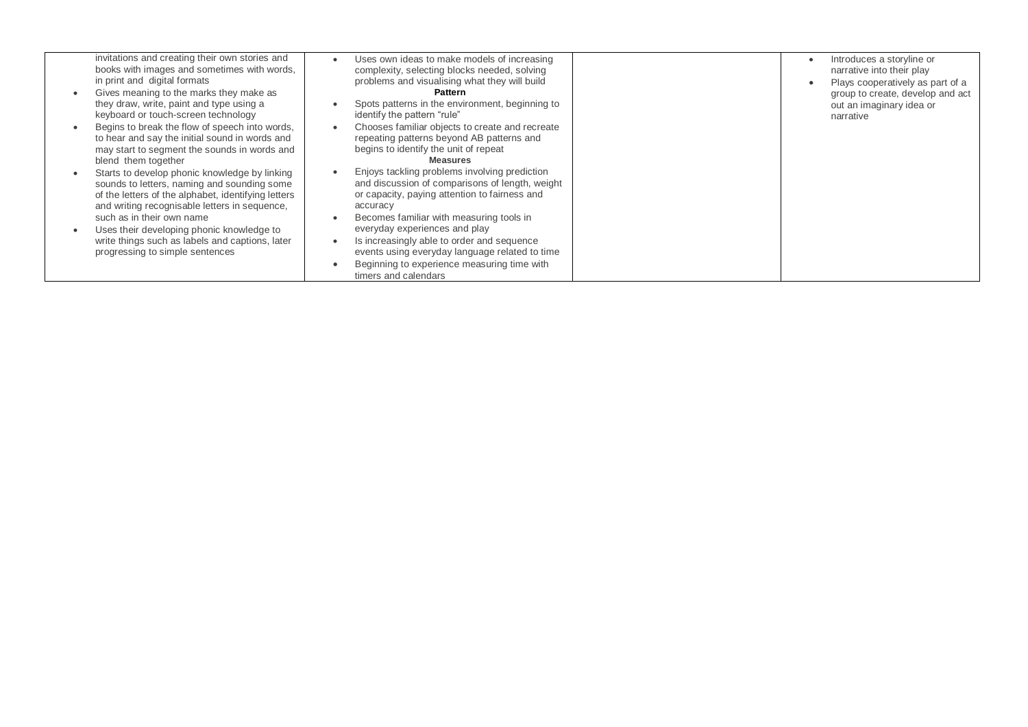| | | | |
|---|---|---|---|
| invitations and creating their own stories and books with images and sometimes with words, in print and digital formats<br>• Gives meaning to the marks they make as they draw, write, paint and type using a keyboard or touch-screen technology<br>• Begins to break the flow of speech into words, to hear and say the initial sound in words and may start to segment the sounds in words and blend them together<br>• Starts to develop phonic knowledge by linking sounds to letters, naming and sounding some of the letters of the alphabet, identifying letters and writing recognisable letters in sequence, such as in their own name<br>• Uses their developing phonic knowledge to write things such as labels and captions, later progressing to simple sentences | • Uses own ideas to make models of increasing complexity, selecting blocks needed, solving problems and visualising what they will build<br>**Pattern**<br>• Spots patterns in the environment, beginning to identify the pattern "rule"<br>• Chooses familiar objects to create and recreate repeating patterns beyond AB patterns and begins to identify the unit of repeat<br>**Measures**<br>• Enjoys tackling problems involving prediction and discussion of comparisons of length, weight or capacity, paying attention to fairness and accuracy<br>• Becomes familiar with measuring tools in everyday experiences and play<br>• Is increasingly able to order and sequence events using everyday language related to time<br>• Beginning to experience measuring time with timers and calendars | | • Introduces a storyline or narrative into their play<br>• Plays cooperatively as part of a group to create, develop and act out an imaginary idea or narrative |